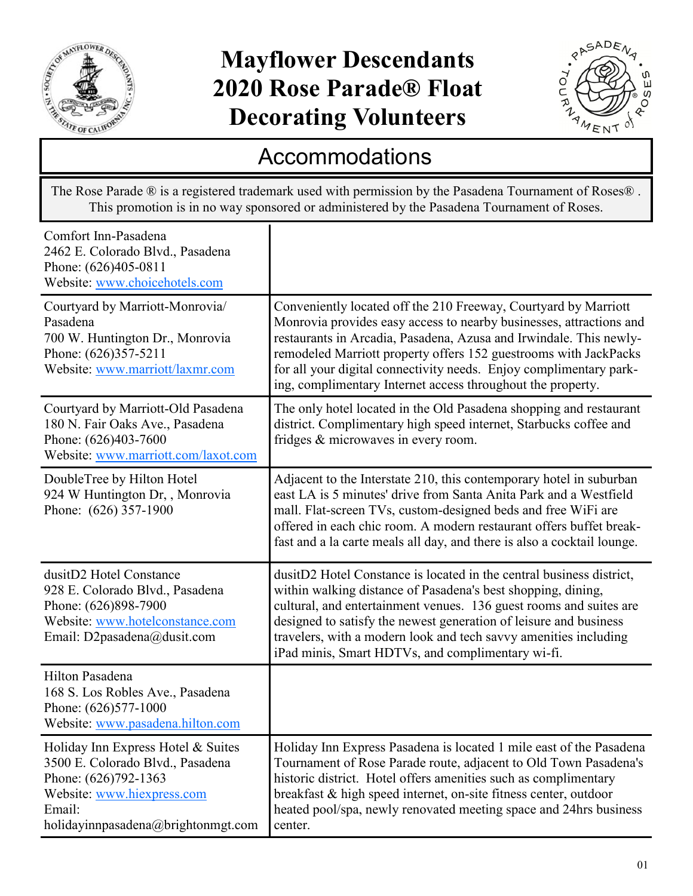# Mayflower Descendants 2020 Rose Parade® Float Decorating Volunteers

## Accommodations

The Rose Parade ® is a registered trademark used with permission by the Pasadena Tournament of Roses® . This promotion is in no way sponsored or administered by the Pasadena Tournament of Roses.

| | |
|---|---|
| Comfort Inn-Pasadena<br>2462 E. Colorado Blvd., Pasadena<br>Phone: (626)405-0811<br>Website: www.choicehotels.com | |
| Courtyard by Marriott-Monrovia/ Pasadena<br>700 W. Huntington Dr., Monrovia<br>Phone: (626)357-5211<br>Website: www.marriott/laxmr.com | Conveniently located off the 210 Freeway, Courtyard by Marriott Monrovia provides easy access to nearby businesses, attractions and restaurants in Arcadia, Pasadena, Azusa and Irwindale. This newly-remodeled Marriott property offers 152 guestrooms with JackPacks for all your digital connectivity needs. Enjoy complimentary parking, complimentary Internet access throughout the property. |
| Courtyard by Marriott-Old Pasadena<br>180 N. Fair Oaks Ave., Pasadena<br>Phone: (626)403-7600<br>Website: www.marriott.com/laxot.com | The only hotel located in the Old Pasadena shopping and restaurant district. Complimentary high speed internet, Starbucks coffee and fridges & microwaves in every room. |
| DoubleTree by Hilton Hotel<br>924 W Huntington Dr, , Monrovia<br>Phone: (626) 357-1900 | Adjacent to the Interstate 210, this contemporary hotel in suburban east LA is 5 minutes' drive from Santa Anita Park and a Westfield mall. Flat-screen TVs, custom-designed beds and free WiFi are offered in each chic room. A modern restaurant offers buffet breakfast and a la carte meals all day, and there is also a cocktail lounge. |
| dusitD2 Hotel Constance<br>928 E. Colorado Blvd., Pasadena<br>Phone: (626)898-7900<br>Website: www.hotelconstance.com<br>Email: D2pasadena@dusit.com | dusitD2 Hotel Constance is located in the central business district, within walking distance of Pasadena's best shopping, dining, cultural, and entertainment venues. 136 guest rooms and suites are designed to satisfy the newest generation of leisure and business travelers, with a modern look and tech savvy amenities including iPad minis, Smart HDTVs, and complimentary wi-fi. |
| Hilton Pasadena<br>168 S. Los Robles Ave., Pasadena<br>Phone: (626)577-1000<br>Website: www.pasadena.hilton.com | |
| Holiday Inn Express Hotel & Suites<br>3500 E. Colorado Blvd., Pasadena<br>Phone: (626)792-1363<br>Website: www.hiexpress.com<br>Email:<br>holidayinnpasadena@brightonmgt.com | Holiday Inn Express Pasadena is located 1 mile east of the Pasadena Tournament of Rose Parade route, adjacent to Old Town Pasadena's historic district. Hotel offers amenities such as complimentary breakfast & high speed internet, on-site fitness center, outdoor heated pool/spa, newly renovated meeting space and 24hrs business center. |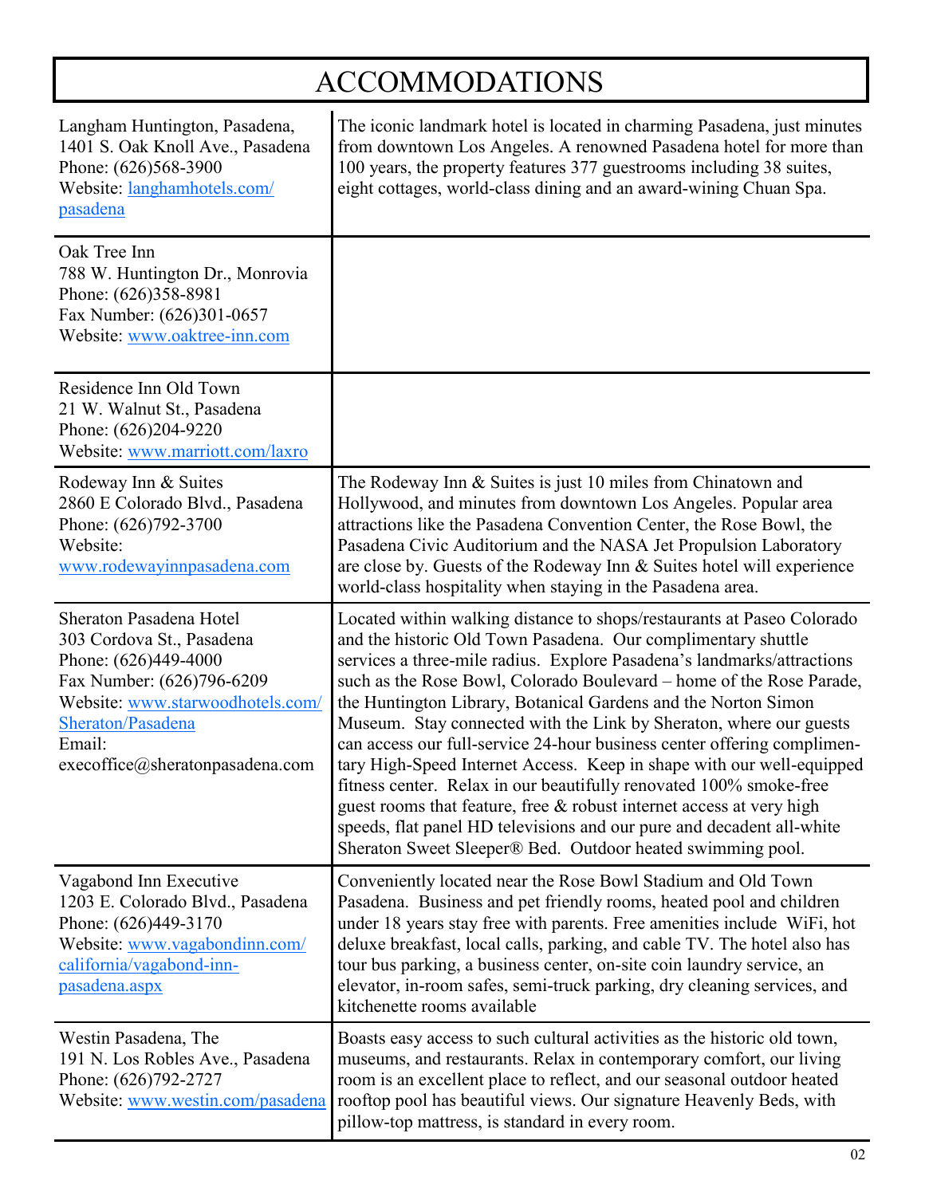# ACCOMMODATIONS

| | |
|---|---|
| Langham Huntington, Pasadena,<br>1401 S. Oak Knoll Ave., Pasadena<br>Phone: (626)568-3900<br>Website: langhamhotels.com/pasadena | The iconic landmark hotel is located in charming Pasadena, just minutes from downtown Los Angeles. A renowned Pasadena hotel for more than 100 years, the property features 377 guestrooms including 38 suites, eight cottages, world-class dining and an award-wining Chuan Spa. |
| Oak Tree Inn<br>788 W. Huntington Dr., Monrovia<br>Phone: (626)358-8981<br>Fax Number: (626)301-0657<br>Website: www.oaktree-inn.com | |
| Residence Inn Old Town<br>21 W. Walnut St., Pasadena<br>Phone: (626)204-9220<br>Website: www.marriott.com/laxro | |
| Rodeway Inn & Suites<br>2860 E Colorado Blvd., Pasadena<br>Phone: (626)792-3700<br>Website:<br>www.rodewayinnpasadena.com | The Rodeway Inn & Suites is just 10 miles from Chinatown and Hollywood, and minutes from downtown Los Angeles. Popular area attractions like the Pasadena Convention Center, the Rose Bowl, the Pasadena Civic Auditorium and the NASA Jet Propulsion Laboratory are close by. Guests of the Rodeway Inn & Suites hotel will experience world-class hospitality when staying in the Pasadena area. |
| Sheraton Pasadena Hotel<br>303 Cordova St., Pasadena<br>Phone: (626)449-4000<br>Fax Number: (626)796-6209<br>Website: www.starwoodhotels.com/Sheraton/Pasadena<br>Email:<br>execoffice@sheratonpasadena.com | Located within walking distance to shops/restaurants at Paseo Colorado and the historic Old Town Pasadena. Our complimentary shuttle services a three-mile radius. Explore Pasadena's landmarks/attractions such as the Rose Bowl, Colorado Boulevard – home of the Rose Parade, the Huntington Library, Botanical Gardens and the Norton Simon Museum. Stay connected with the Link by Sheraton, where our guests can access our full-service 24-hour business center offering complimentary High-Speed Internet Access. Keep in shape with our well-equipped fitness center. Relax in our beautifully renovated 100% smoke-free guest rooms that feature, free & robust internet access at very high speeds, flat panel HD televisions and our pure and decadent all-white Sheraton Sweet Sleeper® Bed. Outdoor heated swimming pool. |
| Vagabond Inn Executive<br>1203 E. Colorado Blvd., Pasadena<br>Phone: (626)449-3170<br>Website: www.vagabondinn.com/california/vagabond-inn-pasadena.aspx | Conveniently located near the Rose Bowl Stadium and Old Town Pasadena. Business and pet friendly rooms, heated pool and children under 18 years stay free with parents. Free amenities include WiFi, hot deluxe breakfast, local calls, parking, and cable TV. The hotel also has tour bus parking, a business center, on-site coin laundry service, an elevator, in-room safes, semi-truck parking, dry cleaning services, and kitchenette rooms available |
| Westin Pasadena, The<br>191 N. Los Robles Ave., Pasadena<br>Phone: (626)792-2727<br>Website: www.westin.com/pasadena | Boasts easy access to such cultural activities as the historic old town, museums, and restaurants. Relax in contemporary comfort, our living room is an excellent place to reflect, and our seasonal outdoor heated rooftop pool has beautiful views. Our signature Heavenly Beds, with pillow-top mattress, is standard in every room. |